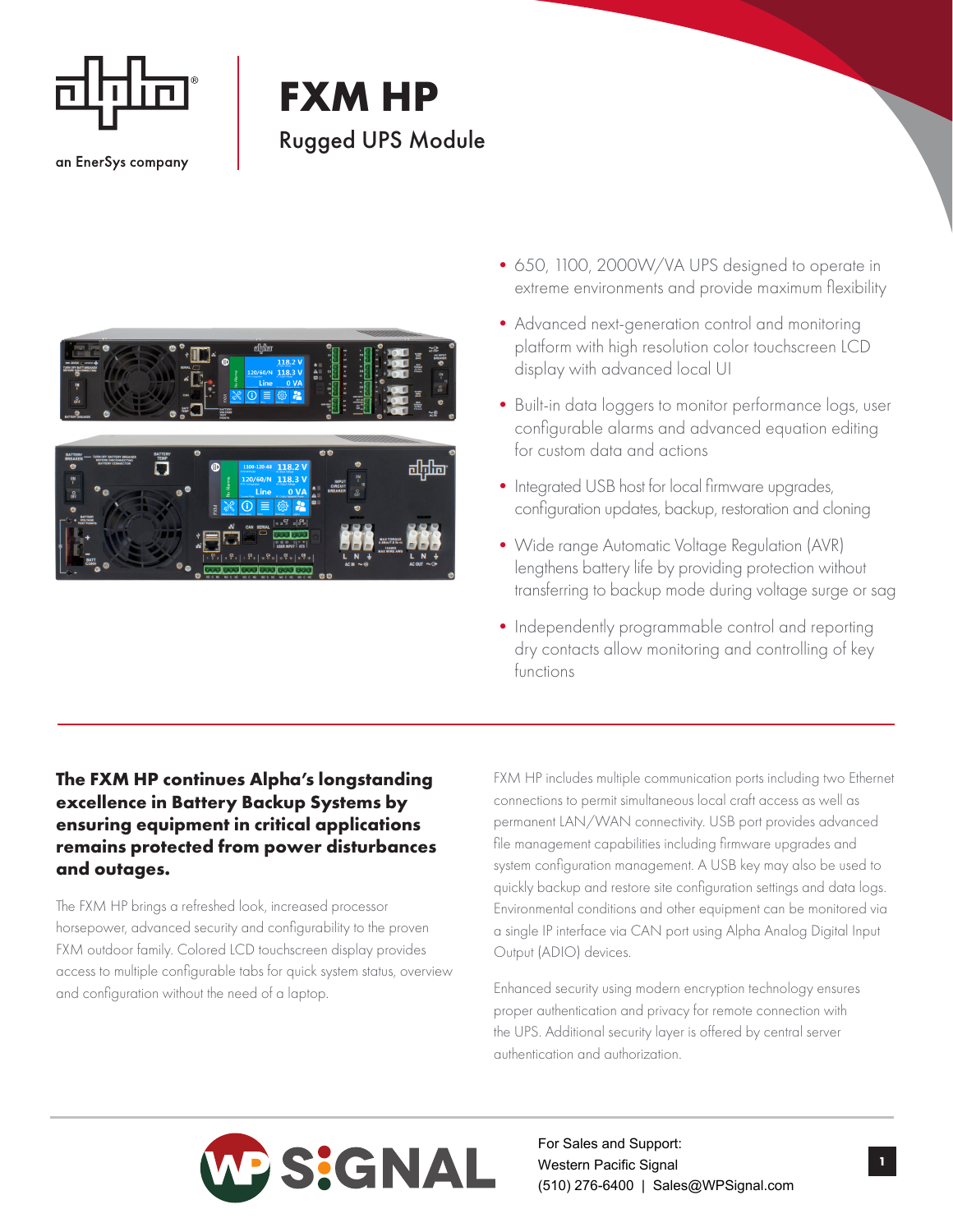an EnerSys company

# FXM HP

## Rugged UPS Module

- 650, 1100, 2000W/VA UPS designed to operate in extreme environments and provide maximum flexibility
- Advanced next-generation control and monitoring platform with high resolution color touchscreen LCD display with advanced local UI
- Built-in data loggers to monitor performance logs, user configurable alarms and advanced equation editing for custom data and actions
- Integrated USB host for local firmware upgrades, configuration updates, backup, restoration and cloning
- Wide range Automatic Voltage Regulation (AVR) lengthens battery life by providing protection without transferring to backup mode during voltage surge or sag
- Independently programmable control and reporting dry contacts allow monitoring and controlling of key functions

**The FXM HP continues Alpha's longstanding excellence in Battery Backup Systems by ensuring equipment in critical applications remains protected from power disturbances and outages.**

The FXM HP brings a refreshed look, increased processor horsepower, advanced security and configurability to the proven FXM outdoor family. Colored LCD touchscreen display provides access to multiple configurable tabs for quick system status, overview and configuration without the need of a laptop.

FXM HP includes multiple communication ports including two Ethernet connections to permit simultaneous local craft access as well as permanent LAN/WAN connectivity. USB port provides advanced file management capabilities including firmware upgrades and system configuration management. A USB key may also be used to quickly backup and restore site configuration settings and data logs. Environmental conditions and other equipment can be monitored via a single IP interface via CAN port using Alpha Analog Digital Input Output (ADIO) devices.

Enhanced security using modern encryption technology ensures proper authentication and privacy for remote connection with the UPS. Additional security layer is offered by central server authentication and authorization.

For Sales and Support:
Western Pacific Signal
(510) 276-6400 | Sales@WPSignal.com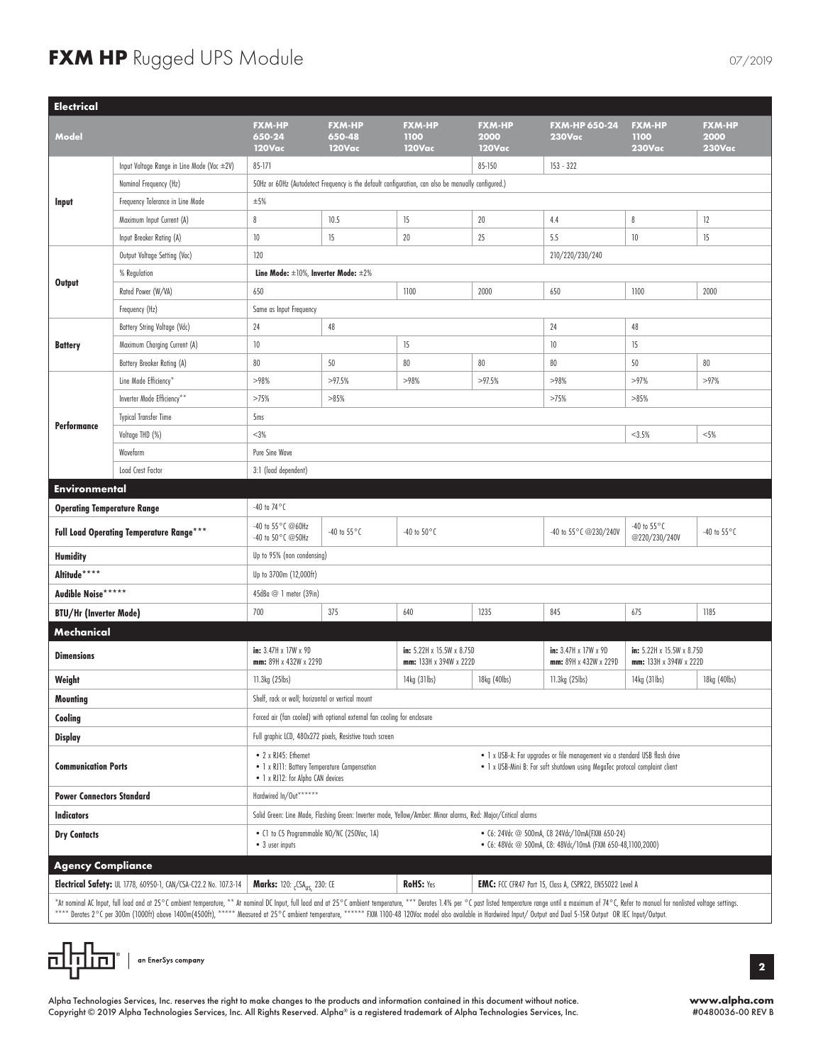# **FXM HP** Rugged UPS Module

07/2019

| **Electrical** | | | | | | | | |
|---|---|---|---|---|---|---|---|---|
| **Model** | | **FXM-HP 650-24 120Vac** | **FXM-HP 650-48 120Vac** | **FXM-HP 1100 120Vac** | **FXM-HP 2000 120Vac** | **FXM-HP 650-24 230Vac** | **FXM-HP 1100 230Vac** | **FXM-HP 2000 230Vac** |
| **Input** | Input Voltage Range in Line Mode (Vac ±2V) | 85-171 | | | 85-150 | 153 - 322 | | |
| | Nominal Frequency (Hz) | 50Hz or 60Hz (Autodetect Frequency is the default configuration, can also be manually configured.) | | | | | | |
| | Frequency Tolerance in Line Mode | ±5% | | | | | | |
| | Maximum Input Current (A) | 8 | 10.5 | 15 | 20 | 4.4 | 8 | 12 |
| | Input Breaker Rating (A) | 10 | 15 | 20 | 25 | 5.5 | 10 | 15 |
| **Output** | Output Voltage Setting (Vac) | 120 | | | | 210/220/230/240 | | |
| | % Regulation | **Line Mode:** ±10%, **Inverter Mode:** ±2% | | | | | | |
| | Rated Power (W/VA) | 650 | | 1100 | 2000 | 650 | 1100 | 2000 |
| | Frequency (Hz) | Same as Input Frequency | | | | | | |
| **Battery** | Battery String Voltage (Vdc) | 24 | 48 | | | 24 | 48 | |
| | Maximum Charging Current (A) | 10 | | 15 | | 10 | 15 | |
| | Battery Breaker Rating (A) | 80 | 50 | 80 | 80 | 80 | 50 | 80 |
| **Performance** | Line Mode Efficiency* | >98% | >97.5% | >98% | >97.5% | >98% | >97% | >97% |
| | Inverter Mode Efficiency** | >75% | >85% | | | >75% | >85% | |
| | Typical Transfer Time | 5ms | | | | | | |
| | Voltage THD (%) | <3% | | | | | <3.5% | <5% |
| | Waveform | Pure Sine Wave | | | | | | |
| | Load Crest Factor | 3:1 (load dependent) | | | | | | |
| **Environmental** | | | | | | | | |
| **Operating Temperature Range** | | -40 to 74°C | | | | | | |
| **Full Load Operating Temperature Range***** | | -40 to 55°C @60Hz -40 to 50°C @50Hz | -40 to 55°C | -40 to 50°C | | -40 to 55°C @230/240V | -40 to 55°C @220/230/240V | -40 to 55°C |
| **Humidity** | | Up to 95% (non condensing) | | | | | | |
| **Altitude******** | | Up to 3700m (12,000ft) | | | | | | |
| **Audible Noise********* | | 45dBa @ 1 meter (39in) | | | | | | |
| **BTU/Hr (Inverter Mode)** | | 700 | 375 | 640 | 1235 | 845 | 675 | 1185 |
| **Mechanical** | | | | | | | | |
| **Dimensions** | | **in:** 3.47H x 17W x 9D **mm:** 89H x 432W x 229D | | **in:** 5.22H x 15.5W x 8.75D **mm:** 133H x 394W x 222D | | **in:** 3.47H x 17W x 9D **mm:** 89H x 432W x 229D | **in:** 5.22H x 15.5W x 8.75D **mm:** 133H x 394W x 222D | |
| **Weight** | | 11.3kg (25lbs) | | 14kg (31lbs) | 18kg (40lbs) | 11.3kg (25lbs) | 14kg (31lbs) | 18kg (40lbs) |
| **Mounting** | | Shelf, rack or wall; horizontal or vertical mount | | | | | | |
| **Cooling** | | Forced air (fan cooled) with optional external fan cooling for enclosure | | | | | | |
| **Display** | | Full graphic LCD, 480x272 pixels, Resistive touch screen | | | | | | |
| **Communication Ports** | | • 2 x RJ45: Ethernet • 1 x RJ11: Battery Temperature Compensation • 1 x RJ12: for Alpha CAN devices | | | | • 1 x USB-A: For upgrades or file management via a standard USB flash drive • 1 x USB-Mini B: For soft shutdown using MegaTec protocol complaint client | | |
| **Power Connectors Standard** | | Hardwired In/Out****** | | | | | | |
| **Indicators** | | Solid Green: Line Mode, Flashing Green: Inverter mode, Yellow/Amber: Minor alarms, Red: Major/Critical alarms | | | | | | |
| **Dry Contacts** | | • C1 to C5 Programmable NO/NC (250Vac, 1A) • 3 user inputs | | | | • C6: 24Vdc @ 500mA, C8 24Vdc/10mA(FXM 650-24) • C6: 48Vdc @ 500mA, C8: 48Vdc/10mA (FXM 650-48,1100,2000) | | |
| **Agency Compliance** | | | | | | | | |
| **Electrical Safety:** UL 1778, 60950-1, CAN/CSA-C22.2 No. 107.3-14 | | **Marks:** 120: cCSAus, 230: CE | | **RoHS:** Yes | **EMC:** FCC CFR47 Part 15, Class A, CSPR22, EN55022 Level A | | | |

*At nominal AC Input, full load and at 25°C ambient temperature, ** At nominal DC Input, full load and at 25°C ambient temperature, *** Derates 1.4% per °C past listed temperature range until a maximum of 74°C, Refer to manual for nonlisted voltage settings. **** Derates 2°C per 300m (1000ft) above 1400m(4500ft), ***** Measured at 25°C ambient temperature, ****** FXM 1100-48 120Vac model also available in Hardwired Input/ Output and Dual 5-15R Output OR IEC Input/Output.

an EnerSys company

Alpha Technologies Services, Inc. reserves the right to make changes to the products and information contained in this document without notice.
Copyright © 2019 Alpha Technologies Services, Inc. All Rights Reserved. Alpha® is a registered trademark of Alpha Technologies Services, Inc.

**www.alpha.com**
#0480036-00 REV B